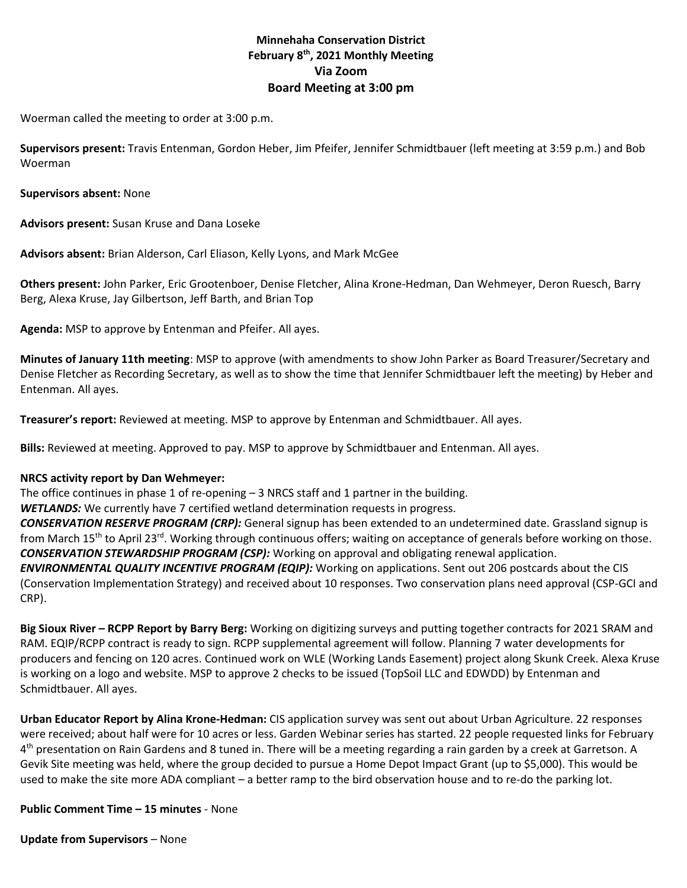# Minnehaha Conservation District
## February 8th, 2021 Monthly Meeting
## Via Zoom
## Board Meeting at 3:00 pm

Woerman called the meeting to order at 3:00 p.m.

**Supervisors present:** Travis Entenman, Gordon Heber, Jim Pfeifer, Jennifer Schmidtbauer (left meeting at 3:59 p.m.) and Bob Woerman

**Supervisors absent:** None

**Advisors present:** Susan Kruse and Dana Loseke

**Advisors absent:** Brian Alderson, Carl Eliason, Kelly Lyons, and Mark McGee

**Others present:** John Parker, Eric Grootenboer, Denise Fletcher, Alina Krone-Hedman, Dan Wehmeyer, Deron Ruesch, Barry Berg, Alexa Kruse, Jay Gilbertson, Jeff Barth, and Brian Top

**Agenda:** MSP to approve by Entenman and Pfeifer. All ayes.

**Minutes of January 11th meeting**: MSP to approve (with amendments to show John Parker as Board Treasurer/Secretary and Denise Fletcher as Recording Secretary, as well as to show the time that Jennifer Schmidtbauer left the meeting) by Heber and Entenman. All ayes.

**Treasurer's report:** Reviewed at meeting. MSP to approve by Entenman and Schmidtbauer. All ayes.

**Bills:** Reviewed at meeting. Approved to pay. MSP to approve by Schmidtbauer and Entenman. All ayes.

**NRCS activity report by Dan Wehmeyer:**
The office continues in phase 1 of re-opening – 3 NRCS staff and 1 partner in the building.
***WETLANDS:*** We currently have 7 certified wetland determination requests in progress.
***CONSERVATION RESERVE PROGRAM (CRP):*** General signup has been extended to an undetermined date. Grassland signup is from March 15th to April 23rd. Working through continuous offers; waiting on acceptance of generals before working on those.
***CONSERVATION STEWARDSHIP PROGRAM (CSP):*** Working on approval and obligating renewal application.
***ENVIRONMENTAL QUALITY INCENTIVE PROGRAM (EQIP):*** Working on applications. Sent out 206 postcards about the CIS (Conservation Implementation Strategy) and received about 10 responses. Two conservation plans need approval (CSP-GCI and CRP).

**Big Sioux River – RCPP Report by Barry Berg:** Working on digitizing surveys and putting together contracts for 2021 SRAM and RAM. EQIP/RCPP contract is ready to sign. RCPP supplemental agreement will follow. Planning 7 water developments for producers and fencing on 120 acres. Continued work on WLE (Working Lands Easement) project along Skunk Creek. Alexa Kruse is working on a logo and website. MSP to approve 2 checks to be issued (TopSoil LLC and EDWDD) by Entenman and Schmidtbauer. All ayes.

**Urban Educator Report by Alina Krone-Hedman:** CIS application survey was sent out about Urban Agriculture. 22 responses were received; about half were for 10 acres or less. Garden Webinar series has started. 22 people requested links for February 4th presentation on Rain Gardens and 8 tuned in. There will be a meeting regarding a rain garden by a creek at Garretson. A Gevik Site meeting was held, where the group decided to pursue a Home Depot Impact Grant (up to $5,000). This would be used to make the site more ADA compliant – a better ramp to the bird observation house and to re-do the parking lot.

**Public Comment Time – 15 minutes** - None

**Update from Supervisors** – None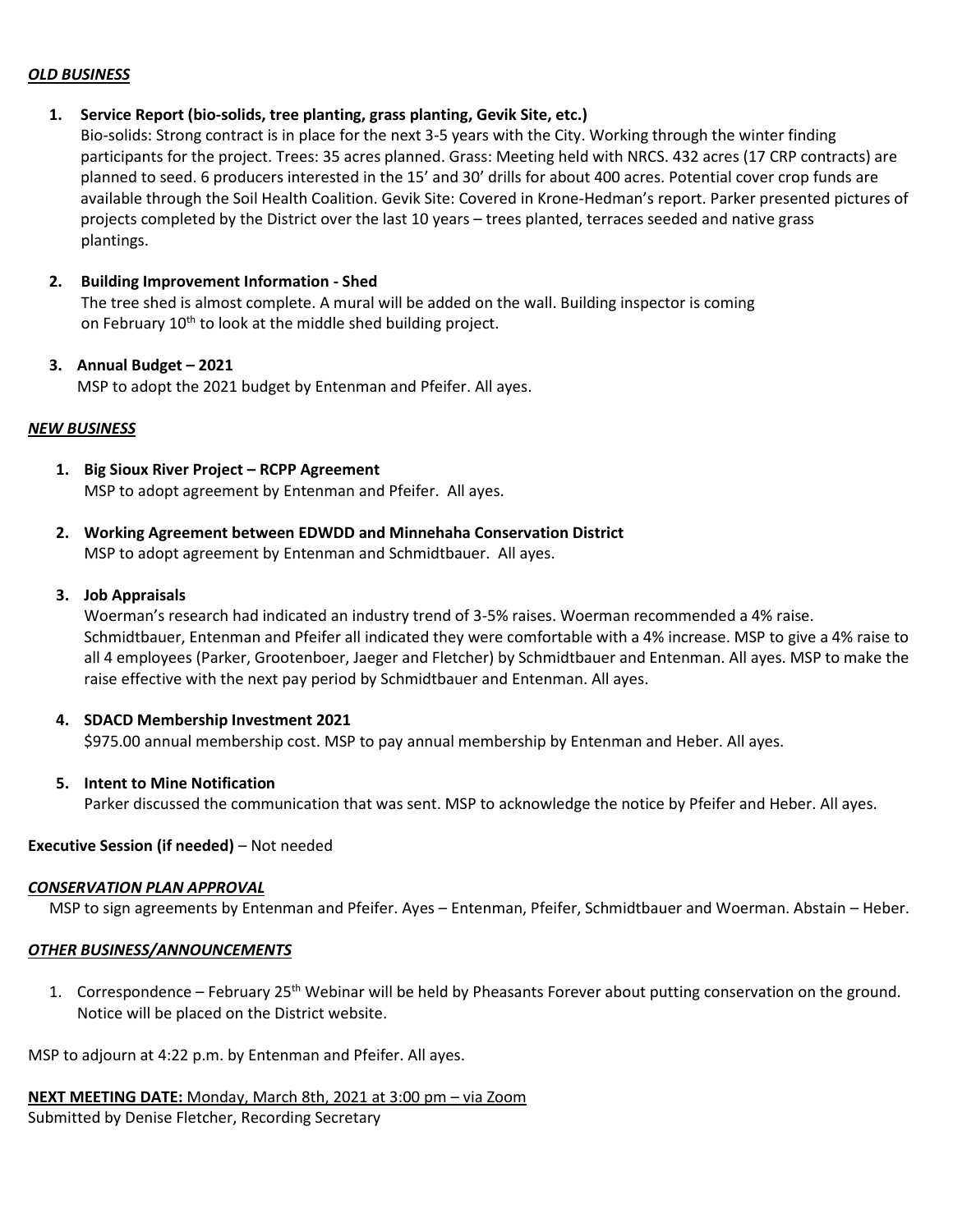***OLD BUSINESS***

1. **Service Report (bio-solids, tree planting, grass planting, Gevik Site, etc.)**
   Bio-solids: Strong contract is in place for the next 3-5 years with the City. Working through the winter finding participants for the project. Trees: 35 acres planned. Grass: Meeting held with NRCS. 432 acres (17 CRP contracts) are planned to seed. 6 producers interested in the 15' and 30' drills for about 400 acres. Potential cover crop funds are available through the Soil Health Coalition. Gevik Site: Covered in Krone-Hedman's report. Parker presented pictures of projects completed by the District over the last 10 years – trees planted, terraces seeded and native grass plantings.

2. **Building Improvement Information - Shed**
   The tree shed is almost complete. A mural will be added on the wall. Building inspector is coming on February 10th to look at the middle shed building project.

3. **Annual Budget – 2021**
   MSP to adopt the 2021 budget by Entenman and Pfeifer. All ayes.

***NEW BUSINESS***

1. **Big Sioux River Project – RCPP Agreement**
   MSP to adopt agreement by Entenman and Pfeifer. All ayes.

2. **Working Agreement between EDWDD and Minnehaha Conservation District**
   MSP to adopt agreement by Entenman and Schmidtbauer. All ayes.

3. **Job Appraisals**
   Woerman's research had indicated an industry trend of 3-5% raises. Woerman recommended a 4% raise. Schmidtbauer, Entenman and Pfeifer all indicated they were comfortable with a 4% increase. MSP to give a 4% raise to all 4 employees (Parker, Grootenboer, Jaeger and Fletcher) by Schmidtbauer and Entenman. All ayes. MSP to make the raise effective with the next pay period by Schmidtbauer and Entenman. All ayes.

4. **SDACD Membership Investment 2021**
   $975.00 annual membership cost. MSP to pay annual membership by Entenman and Heber. All ayes.

5. **Intent to Mine Notification**
   Parker discussed the communication that was sent. MSP to acknowledge the notice by Pfeifer and Heber. All ayes.

**Executive Session (if needed)** – Not needed

***CONSERVATION PLAN APPROVAL***

MSP to sign agreements by Entenman and Pfeifer. Ayes – Entenman, Pfeifer, Schmidtbauer and Woerman. Abstain – Heber.

***OTHER BUSINESS/ANNOUNCEMENTS***

1. Correspondence – February 25th Webinar will be held by Pheasants Forever about putting conservation on the ground. Notice will be placed on the District website.

MSP to adjourn at 4:22 p.m. by Entenman and Pfeifer. All ayes.

**NEXT MEETING DATE:** Monday, March 8th, 2021 at 3:00 pm – via Zoom
Submitted by Denise Fletcher, Recording Secretary